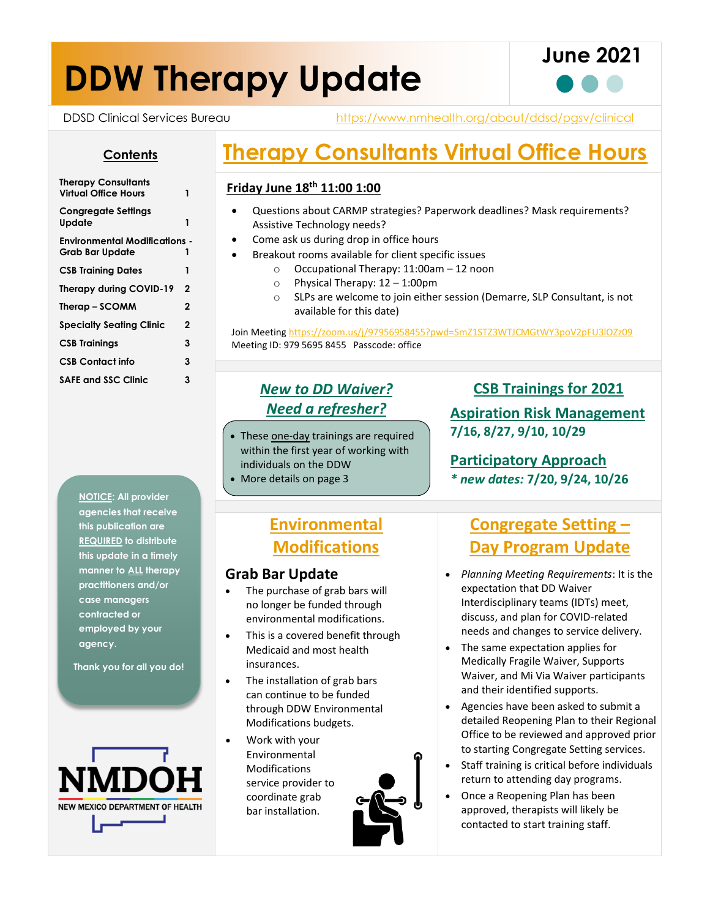# DDW Therapy Update

June 2021

DDSD Clinical Services Bureau https://www.nmhealth.org/about/ddsd/pgsv/clinical

## Contents

| | |
|---|---|
| Therapy Consultants Virtual Office Hours | 1 |
| Congregate Settings Update | 1 |
| Environmental Modifications - Grab Bar Update | 1 |
| CSB Training Dates | 1 |
| Therapy during COVID-19 | 2 |
| Therap – SCOMM | 2 |
| Specialty Seating Clinic | 2 |
| CSB Trainings | 3 |
| CSB Contact info | 3 |
| SAFE and SSC Clinic | 3 |

NOTICE: All provider agencies that receive this publication are REQUIRED to distribute this update in a timely manner to ALL therapy practitioners and/or case managers contracted or employed by your agency.

Thank you for all you do!

NMDOH NEW MEXICO DEPARTMENT OF HEALTH

## Therapy Consultants Virtual Office Hours

**Friday June 18th 11:00 1:00**

- Questions about CARMP strategies? Paperwork deadlines? Mask requirements? Assistive Technology needs?
- Come ask us during drop in office hours
- Breakout rooms available for client specific issues
  - Occupational Therapy: 11:00am – 12 noon
  - Physical Therapy: 12 – 1:00pm
  - SLPs are welcome to join either session (Demarre, SLP Consultant, is not available for this date)

Join Meeting https://zoom.us/j/97956958455?pwd=SmZ1STZ3WTJCMGtWY3poV2pFU3lOZz09
Meeting ID: 979 5695 8455 Passcode: office

## *New to DD Waiver? Need a refresher?*

- These one-day trainings are required within the first year of working with individuals on the DDW
- More details on page 3

## CSB Trainings for 2021

### Aspiration Risk Management

**7/16, 8/27, 9/10, 10/29**

### Participatory Approach

***\* new dates:* 7/20, 9/24, 10/26**

## Environmental Modifications

### Grab Bar Update

- The purchase of grab bars will no longer be funded through environmental modifications.
- This is a covered benefit through Medicaid and most health insurances.
- The installation of grab bars can continue to be funded through DDW Environmental Modifications budgets.
- Work with your Environmental Modifications service provider to coordinate grab bar installation.

## Congregate Setting – Day Program Update

- *Planning Meeting Requirements*: It is the expectation that DD Waiver Interdisciplinary teams (IDTs) meet, discuss, and plan for COVID-related needs and changes to service delivery.
- The same expectation applies for Medically Fragile Waiver, Supports Waiver, and Mi Via Waiver participants and their identified supports.
- Agencies have been asked to submit a detailed Reopening Plan to their Regional Office to be reviewed and approved prior to starting Congregate Setting services.
- Staff training is critical before individuals return to attending day programs.
- Once a Reopening Plan has been approved, therapists will likely be contacted to start training staff.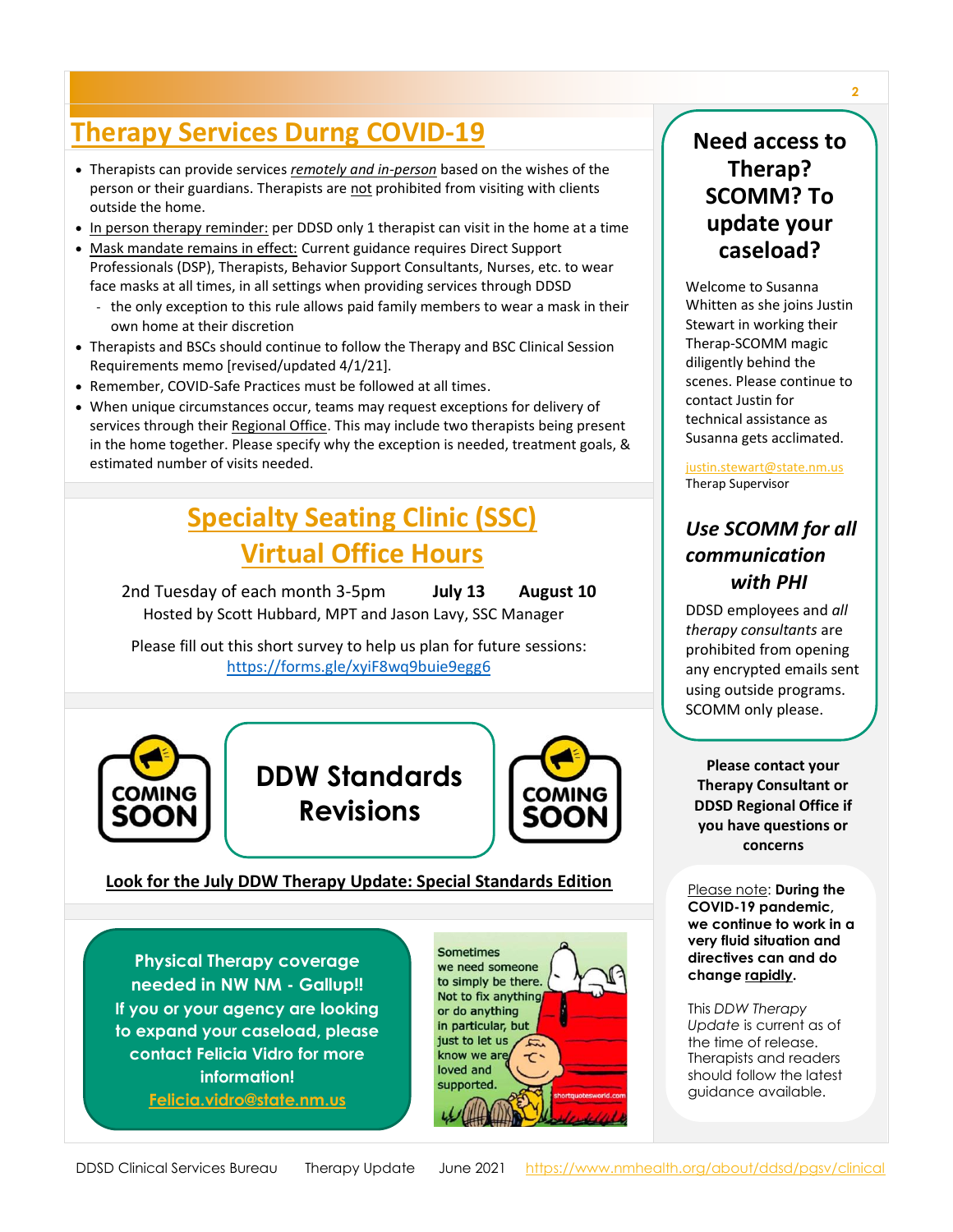## Therapy Services Durng COVID-19

- Therapists can provide services *remotely and in-person* based on the wishes of the person or their guardians. Therapists are not prohibited from visiting with clients outside the home.
- In person therapy reminder: per DDSD only 1 therapist can visit in the home at a time
- Mask mandate remains in effect: Current guidance requires Direct Support Professionals (DSP), Therapists, Behavior Support Consultants, Nurses, etc. to wear face masks at all times, in all settings when providing services through DDSD
  - the only exception to this rule allows paid family members to wear a mask in their own home at their discretion
- Therapists and BSCs should continue to follow the Therapy and BSC Clinical Session Requirements memo [revised/updated 4/1/21].
- Remember, COVID-Safe Practices must be followed at all times.
- When unique circumstances occur, teams may request exceptions for delivery of services through their Regional Office. This may include two therapists being present in the home together. Please specify why the exception is needed, treatment goals, & estimated number of visits needed.

## Specialty Seating Clinic (SSC) Virtual Office Hours

2nd Tuesday of each month 3-5pm **July 13** **August 10**

Hosted by Scott Hubbard, MPT and Jason Lavy, SSC Manager

Please fill out this short survey to help us plan for future sessions: https://forms.gle/xyiF8wq9buie9egg6

COMING SOON

## DDW Standards Revisions

COMING SOON

**Look for the July DDW Therapy Update: Special Standards Edition**

**Physical Therapy coverage needed in NW NM - Gallup!! If you or your agency are looking to expand your caseload, please contact Felicia Vidro for more information!**
**Felicia.vidro@state.nm.us**

Sometimes we need someone to simply be there. Not to fix anything or do anything in particular, but just to let us know we are loved and supported.

shortquotesworld.com

## Need access to Therap? SCOMM? To update your caseload?

Welcome to Susanna Whitten as she joins Justin Stewart in working their Therap-SCOMM magic diligently behind the scenes. Please continue to contact Justin for technical assistance as Susanna gets acclimated.

justin.stewart@state.nm.us
Therap Supervisor

### *Use SCOMM for all communication with PHI*

DDSD employees and *all therapy consultants* are prohibited from opening any encrypted emails sent using outside programs. SCOMM only please.

**Please contact your Therapy Consultant or DDSD Regional Office if you have questions or concerns**

Please note: **During the COVID-19 pandemic, we continue to work in a very fluid situation and directives can and do change rapidly.**

This *DDW Therapy Update* is current as of the time of release. Therapists and readers should follow the latest guidance available.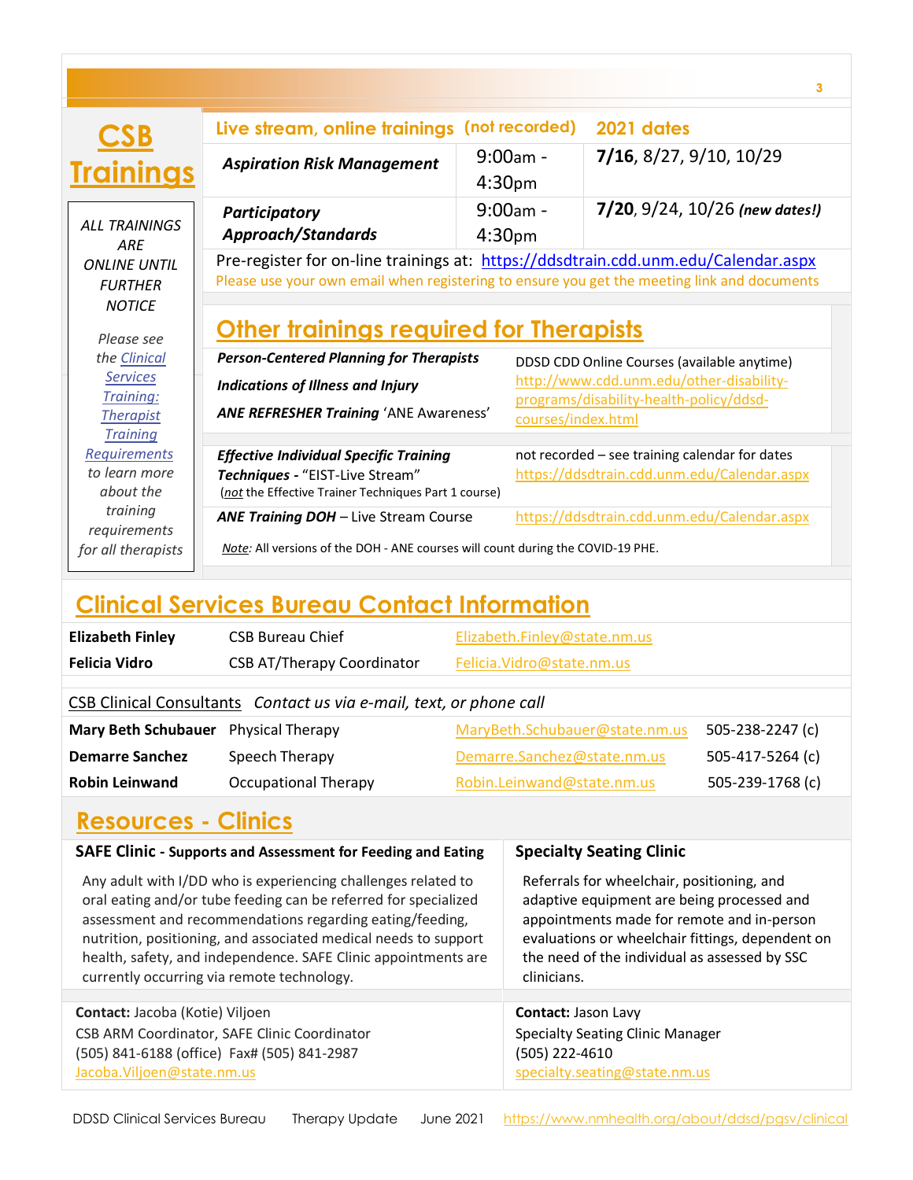# CSB Trainings

*ALL TRAININGS ARE ONLINE UNTIL FURTHER NOTICE*

*Please see the [Clinical Services Training: Therapist Training Requirements] to learn more about the training requirements for all therapists*

| Live stream, online trainings (not recorded) | | 2021 dates |
|---|---|---|
| ***Aspiration Risk Management*** | 9:00am - 4:30pm | **7/16**, 8/27, 9/10, 10/29 |
| ***Participatory Approach/Standards*** | 9:00am - 4:30pm | **7/20**, 9/24, 10/26 ***(new dates!)*** |

Pre-register for on-line trainings at: https://ddsdtrain.cdd.unm.edu/Calendar.aspx

Please use your own email when registering to ensure you get the meeting link and documents

## Other trainings required for Therapists

| | |
|---|---|
| ***Person-Centered Planning for Therapists***<br>***Indications of Illness and Injury***<br>***ANE REFRESHER Training*** 'ANE Awareness' | DDSD CDD Online Courses (available anytime)<br>http://www.cdd.unm.edu/other-disability-programs/disability-health-policy/ddsd-courses/index.html |
| ***Effective Individual Specific Training Techniques -*** "EIST-Live Stream"<br>(*not* the Effective Trainer Techniques Part 1 course) | not recorded – see training calendar for dates<br>https://ddsdtrain.cdd.unm.edu/Calendar.aspx |
| ***ANE Training DOH*** – Live Stream Course | https://ddsdtrain.cdd.unm.edu/Calendar.aspx |

*Note:* All versions of the DOH - ANE courses will count during the COVID-19 PHE.

## Clinical Services Bureau Contact Information

| | | |
|---|---|---|
| **Elizabeth Finley** | CSB Bureau Chief | Elizabeth.Finley@state.nm.us |
| **Felicia Vidro** | CSB AT/Therapy Coordinator | Felicia.Vidro@state.nm.us |

CSB Clinical Consultants *Contact us via e-mail, text, or phone call*

| | | | |
|---|---|---|---|
| **Mary Beth Schubauer** | Physical Therapy | MaryBeth.Schubauer@state.nm.us | 505-238-2247 (c) |
| **Demarre Sanchez** | Speech Therapy | Demarre.Sanchez@state.nm.us | 505-417-5264 (c) |
| **Robin Leinwand** | Occupational Therapy | Robin.Leinwand@state.nm.us | 505-239-1768 (c) |

## Resources - Clinics

### SAFE Clinic - Supports and Assessment for Feeding and Eating

Any adult with I/DD who is experiencing challenges related to oral eating and/or tube feeding can be referred for specialized assessment and recommendations regarding eating/feeding, nutrition, positioning, and associated medical needs to support health, safety, and independence. SAFE Clinic appointments are currently occurring via remote technology.

**Contact:** Jacoba (Kotie) Viljoen
CSB ARM Coordinator, SAFE Clinic Coordinator
(505) 841-6188 (office) Fax# (505) 841-2987
Jacoba.Viljoen@state.nm.us

### Specialty Seating Clinic

Referrals for wheelchair, positioning, and adaptive equipment are being processed and appointments made for remote and in-person evaluations or wheelchair fittings, dependent on the need of the individual as assessed by SSC clinicians.

**Contact:** Jason Lavy
Specialty Seating Clinic Manager
(505) 222-4610
specialty.seating@state.nm.us